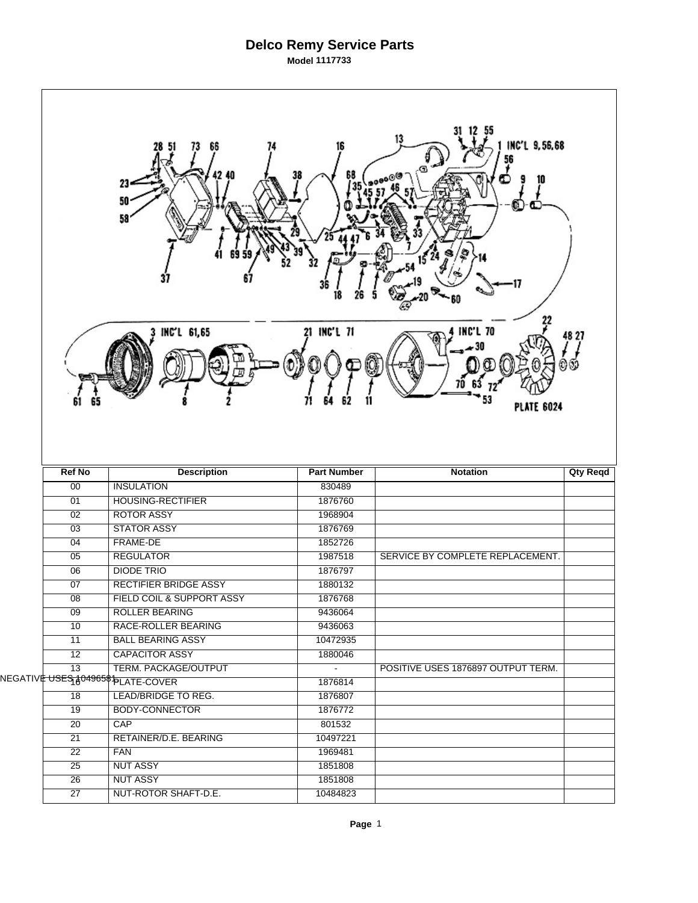# Delco Remy Service Parts

**Model 1117733**

| Ref No | Description | Part Number | Notation | Qty Reqd |
|---|---|---|---|---|
| 00 | INSULATION | 830489 | | |
| 01 | HOUSING-RECTIFIER | 1876760 | | |
| 02 | ROTOR ASSY | 1968904 | | |
| 03 | STATOR ASSY | 1876769 | | |
| 04 | FRAME-DE | 1852726 | | |
| 05 | REGULATOR | 1987518 | SERVICE BY COMPLETE REPLACEMENT. | |
| 06 | DIODE TRIO | 1876797 | | |
| 07 | RECTIFIER BRIDGE ASSY | 1880132 | | |
| 08 | FIELD COIL & SUPPORT ASSY | 1876768 | | |
| 09 | ROLLER BEARING | 9436064 | | |
| 10 | RACE-ROLLER BEARING | 9436063 | | |
| 11 | BALL BEARING ASSY | 10472935 | | |
| 12 | CAPACITOR ASSY | 1880046 | | |
| 13 | TERM. PACKAGE/OUTPUT | - | POSITIVE USES 1876897 OUTPUT TERM. NEGATIVE USES 10496581 | |
| 16 | PLATE-COVER | 1876814 | | |
| 18 | LEAD/BRIDGE TO REG. | 1876807 | | |
| 19 | BODY-CONNECTOR | 1876772 | | |
| 20 | CAP | 801532 | | |
| 21 | RETAINER/D.E. BEARING | 10497221 | | |
| 22 | FAN | 1969481 | | |
| 25 | NUT ASSY | 1851808 | | |
| 26 | NUT ASSY | 1851808 | | |
| 27 | NUT-ROTOR SHAFT-D.E. | 10484823 | | |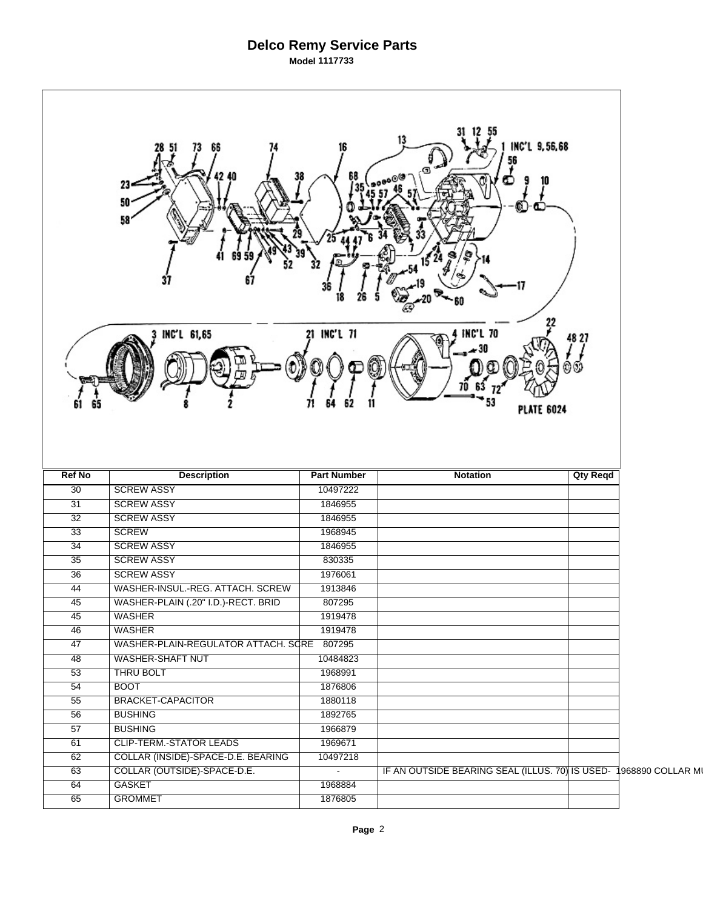# Delco Remy Service Parts

**Model 1117733**

| Ref No | Description | Part Number | Notation | Qty Reqd |
|---|---|---|---|---|
| 30 | SCREW ASSY | 10497222 | | |
| 31 | SCREW ASSY | 1846955 | | |
| 32 | SCREW ASSY | 1846955 | | |
| 33 | SCREW | 1968945 | | |
| 34 | SCREW ASSY | 1846955 | | |
| 35 | SCREW ASSY | 830335 | | |
| 36 | SCREW ASSY | 1976061 | | |
| 44 | WASHER-INSUL.-REG. ATTACH. SCREW | 1913846 | | |
| 45 | WASHER-PLAIN (.20" I.D.)-RECT. BRID | 807295 | | |
| 45 | WASHER | 1919478 | | |
| 46 | WASHER | 1919478 | | |
| 47 | WASHER-PLAIN-REGULATOR ATTACH. SCRE | 807295 | | |
| 48 | WASHER-SHAFT NUT | 10484823 | | |
| 53 | THRU BOLT | 1968991 | | |
| 54 | BOOT | 1876806 | | |
| 55 | BRACKET-CAPACITOR | 1880118 | | |
| 56 | BUSHING | 1892765 | | |
| 57 | BUSHING | 1966879 | | |
| 61 | CLIP-TERM.-STATOR LEADS | 1969671 | | |
| 62 | COLLAR (INSIDE)-SPACE-D.E. BEARING | 10497218 | | |
| 63 | COLLAR (OUTSIDE)-SPACE-D.E. | - | IF AN OUTSIDE BEARING SEAL (ILLUS. 70) IS USED- 1968890 COLLAR MU | |
| 64 | GASKET | 1968884 | | |
| 65 | GROMMET | 1876805 | | |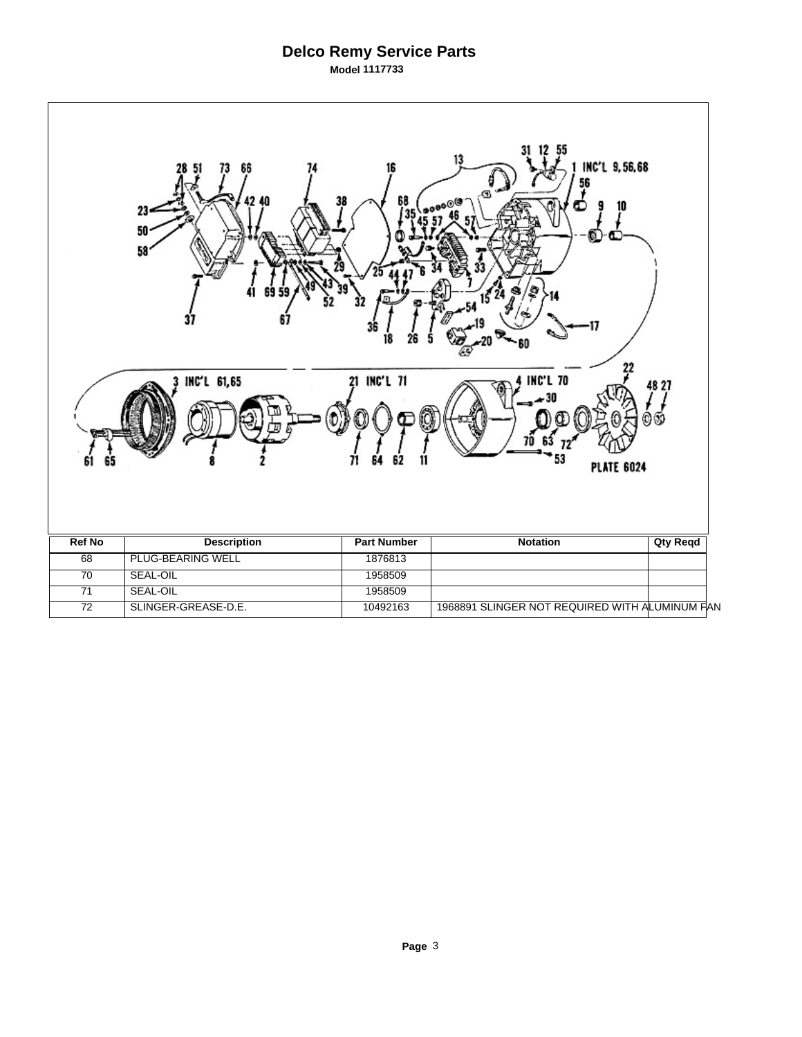# Delco Remy Service Parts

**Model 1117733**

13
31 12 55
1 INC'L 9,56,68
28 51 73 66 74 16
56
23
42 40
38
68
9 10
50
35 45 57 46 57
58
29
25 44 47 6 34
33
41 69 59 49 43 39
7
37
52 32
15 24
14
67
36
54
18 26 5
19
17
20
60
22
3 INC'L 61,65
21 INC'L 71
4 INC'L 70
48 27
30
61 65
8 2
71 64 62 11
70 63 72
53
PLATE 6024

| Ref No | Description | Part Number | Notation | Qty Reqd |
|---|---|---|---|---|
| 68 | PLUG-BEARING WELL | 1876813 | | |
| 70 | SEAL-OIL | 1958509 | | |
| 71 | SEAL-OIL | 1958509 | | |
| 72 | SLINGER-GREASE-D.E. | 10492163 | 1968891 SLINGER NOT REQUIRED WITH ALUMINUM FAN | |